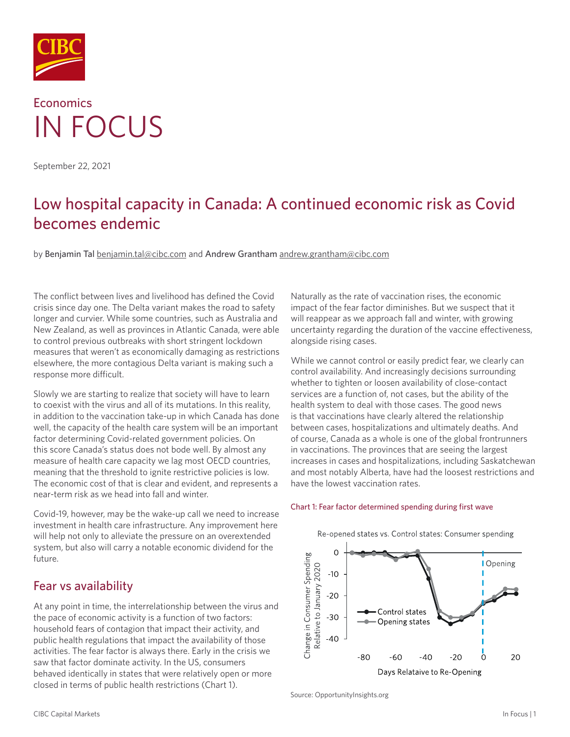Economics

# IN FOCUS

September 22, 2021

## Low hospital capacity in Canada: A continued economic risk as Covid becomes endemic

by **Benjamin Tal** benjamin.tal@cibc.com and **Andrew Grantham** andrew.grantham@cibc.com

The conflict between lives and livelihood has defined the Covid crisis since day one. The Delta variant makes the road to safety longer and curvier. While some countries, such as Australia and New Zealand, as well as provinces in Atlantic Canada, were able to control previous outbreaks with short stringent lockdown measures that weren't as economically damaging as restrictions elsewhere, the more contagious Delta variant is making such a response more difficult.

Slowly we are starting to realize that society will have to learn to coexist with the virus and all of its mutations. In this reality, in addition to the vaccination take-up in which Canada has done well, the capacity of the health care system will be an important factor determining Covid-related government policies. On this score Canada's status does not bode well. By almost any measure of health care capacity we lag most OECD countries, meaning that the threshold to ignite restrictive policies is low. The economic cost of that is clear and evident, and represents a near-term risk as we head into fall and winter.

Covid-19, however, may be the wake-up call we need to increase investment in health care infrastructure. Any improvement here will help not only to alleviate the pressure on an overextended system, but also will carry a notable economic dividend for the future.

## Fear vs availability

At any point in time, the interrelationship between the virus and the pace of economic activity is a function of two factors: household fears of contagion that impact their activity, and public health regulations that impact the availability of those activities. The fear factor is always there. Early in the crisis we saw that factor dominate activity. In the US, consumers behaved identically in states that were relatively open or more closed in terms of public health restrictions (Chart 1).

Naturally as the rate of vaccination rises, the economic impact of the fear factor diminishes. But we suspect that it will reappear as we approach fall and winter, with growing uncertainty regarding the duration of the vaccine effectiveness, alongside rising cases.

While we cannot control or easily predict fear, we clearly can control availability. And increasingly decisions surrounding whether to tighten or loosen availability of close-contact services are a function of, not cases, but the ability of the health system to deal with those cases. The good news is that vaccinations have clearly altered the relationship between cases, hospitalizations and ultimately deaths. And of course, Canada as a whole is one of the global frontrunners in vaccinations. The provinces that are seeing the largest increases in cases and hospitalizations, including Saskatchewan and most notably Alberta, have had the loosest restrictions and have the lowest vaccination rates.

Chart 1: Fear factor determined spending during first wave

Source: OpportunityInsights.org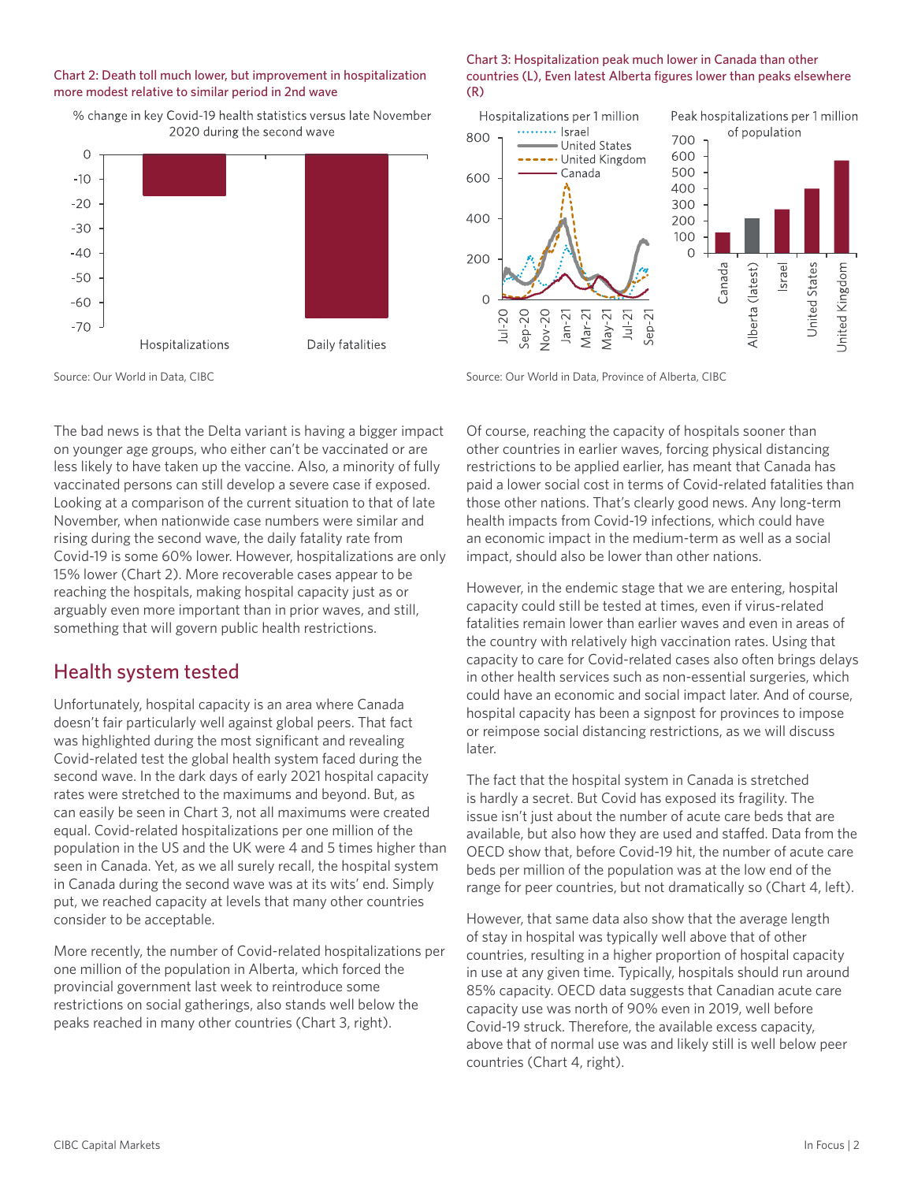Chart 2: Death toll much lower, but improvement in hospitalization more modest relative to similar period in 2nd wave

Source: Our World in Data, CIBC

Chart 3: Hospitalization peak much lower in Canada than other countries (L), Even latest Alberta figures lower than peaks elsewhere (R)

Source: Our World in Data, Province of Alberta, CIBC

The bad news is that the Delta variant is having a bigger impact on younger age groups, who either can't be vaccinated or are less likely to have taken up the vaccine. Also, a minority of fully vaccinated persons can still develop a severe case if exposed. Looking at a comparison of the current situation to that of late November, when nationwide case numbers were similar and rising during the second wave, the daily fatality rate from Covid-19 is some 60% lower. However, hospitalizations are only 15% lower (Chart 2). More recoverable cases appear to be reaching the hospitals, making hospital capacity just as or arguably even more important than in prior waves, and still, something that will govern public health restrictions.

## Health system tested

Unfortunately, hospital capacity is an area where Canada doesn't fair particularly well against global peers. That fact was highlighted during the most significant and revealing Covid-related test the global health system faced during the second wave. In the dark days of early 2021 hospital capacity rates were stretched to the maximums and beyond. But, as can easily be seen in Chart 3, not all maximums were created equal. Covid-related hospitalizations per one million of the population in the US and the UK were 4 and 5 times higher than seen in Canada. Yet, as we all surely recall, the hospital system in Canada during the second wave was at its wits' end. Simply put, we reached capacity at levels that many other countries consider to be acceptable.

More recently, the number of Covid-related hospitalizations per one million of the population in Alberta, which forced the provincial government last week to reintroduce some restrictions on social gatherings, also stands well below the peaks reached in many other countries (Chart 3, right).

Of course, reaching the capacity of hospitals sooner than other countries in earlier waves, forcing physical distancing restrictions to be applied earlier, has meant that Canada has paid a lower social cost in terms of Covid-related fatalities than those other nations. That's clearly good news. Any long-term health impacts from Covid-19 infections, which could have an economic impact in the medium-term as well as a social impact, should also be lower than other nations.

However, in the endemic stage that we are entering, hospital capacity could still be tested at times, even if virus-related fatalities remain lower than earlier waves and even in areas of the country with relatively high vaccination rates. Using that capacity to care for Covid-related cases also often brings delays in other health services such as non-essential surgeries, which could have an economic and social impact later. And of course, hospital capacity has been a signpost for provinces to impose or reimpose social distancing restrictions, as we will discuss later.

The fact that the hospital system in Canada is stretched is hardly a secret. But Covid has exposed its fragility. The issue isn't just about the number of acute care beds that are available, but also how they are used and staffed. Data from the OECD show that, before Covid-19 hit, the number of acute care beds per million of the population was at the low end of the range for peer countries, but not dramatically so (Chart 4, left).

However, that same data also show that the average length of stay in hospital was typically well above that of other countries, resulting in a higher proportion of hospital capacity in use at any given time. Typically, hospitals should run around 85% capacity. OECD data suggests that Canadian acute care capacity use was north of 90% even in 2019, well before Covid-19 struck. Therefore, the available excess capacity, above that of normal use was and likely still is well below peer countries (Chart 4, right).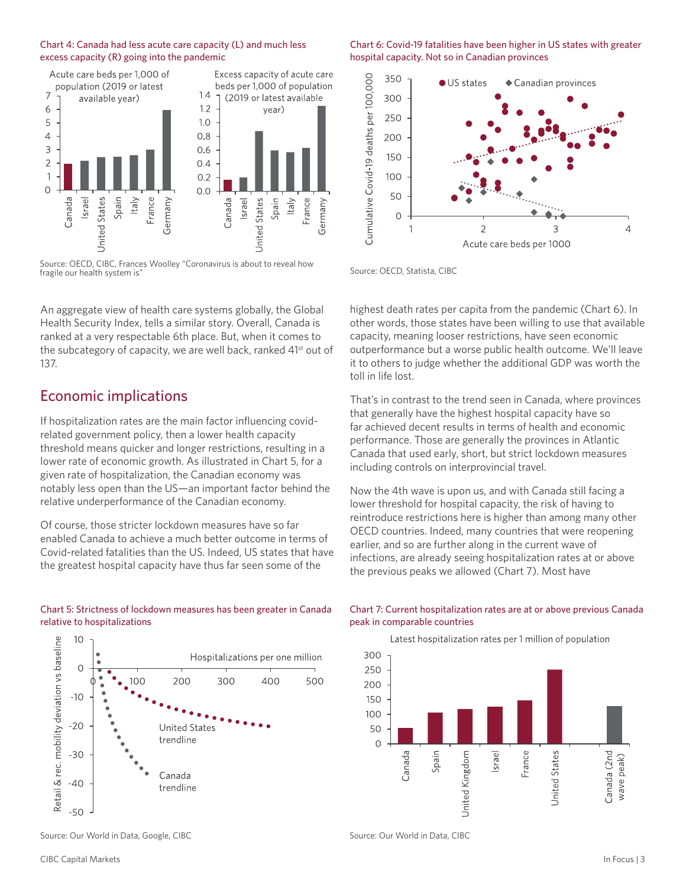Chart 4: Canada had less acute care capacity (L) and much less excess capacity (R) going into the pandemic

Source: OECD, CIBC, Frances Woolley "Coronavirus is about to reveal how fragile our health system is"

Chart 6: Covid-19 fatalities have been higher in US states with greater hospital capacity. Not so in Canadian provinces

Source: OECD, Statista, CIBC

An aggregate view of health care systems globally, the Global Health Security Index, tells a similar story. Overall, Canada is ranked at a very respectable 6th place. But, when it comes to the subcategory of capacity, we are well back, ranked 41st out of 137.

## Economic implications

If hospitalization rates are the main factor influencing covid-related government policy, then a lower health capacity threshold means quicker and longer restrictions, resulting in a lower rate of economic growth. As illustrated in Chart 5, for a given rate of hospitalization, the Canadian economy was notably less open than the US—an important factor behind the relative underperformance of the Canadian economy.

Of course, those stricter lockdown measures have so far enabled Canada to achieve a much better outcome in terms of Covid-related fatalities than the US. Indeed, US states that have the greatest hospital capacity have thus far seen some of the highest death rates per capita from the pandemic (Chart 6). In other words, those states have been willing to use that available capacity, meaning looser restrictions, have seen economic outperformance but a worse public health outcome. We'll leave it to others to judge whether the additional GDP was worth the toll in life lost.

That's in contrast to the trend seen in Canada, where provinces that generally have the highest hospital capacity have so far achieved decent results in terms of health and economic performance. Those are generally the provinces in Atlantic Canada that used early, short, but strict lockdown measures including controls on interprovincial travel.

Now the 4th wave is upon us, and with Canada still facing a lower threshold for hospital capacity, the risk of having to reintroduce restrictions here is higher than among many other OECD countries. Indeed, many countries that were reopening earlier, and so are further along in the current wave of infections, are already seeing hospitalization rates at or above the previous peaks we allowed (Chart 7). Most have

Chart 5: Strictness of lockdown measures has been greater in Canada relative to hospitalizations

Source: Our World in Data, Google, CIBC

Chart 7: Current hospitalization rates are at or above previous Canada peak in comparable countries

Source: Our World in Data, CIBC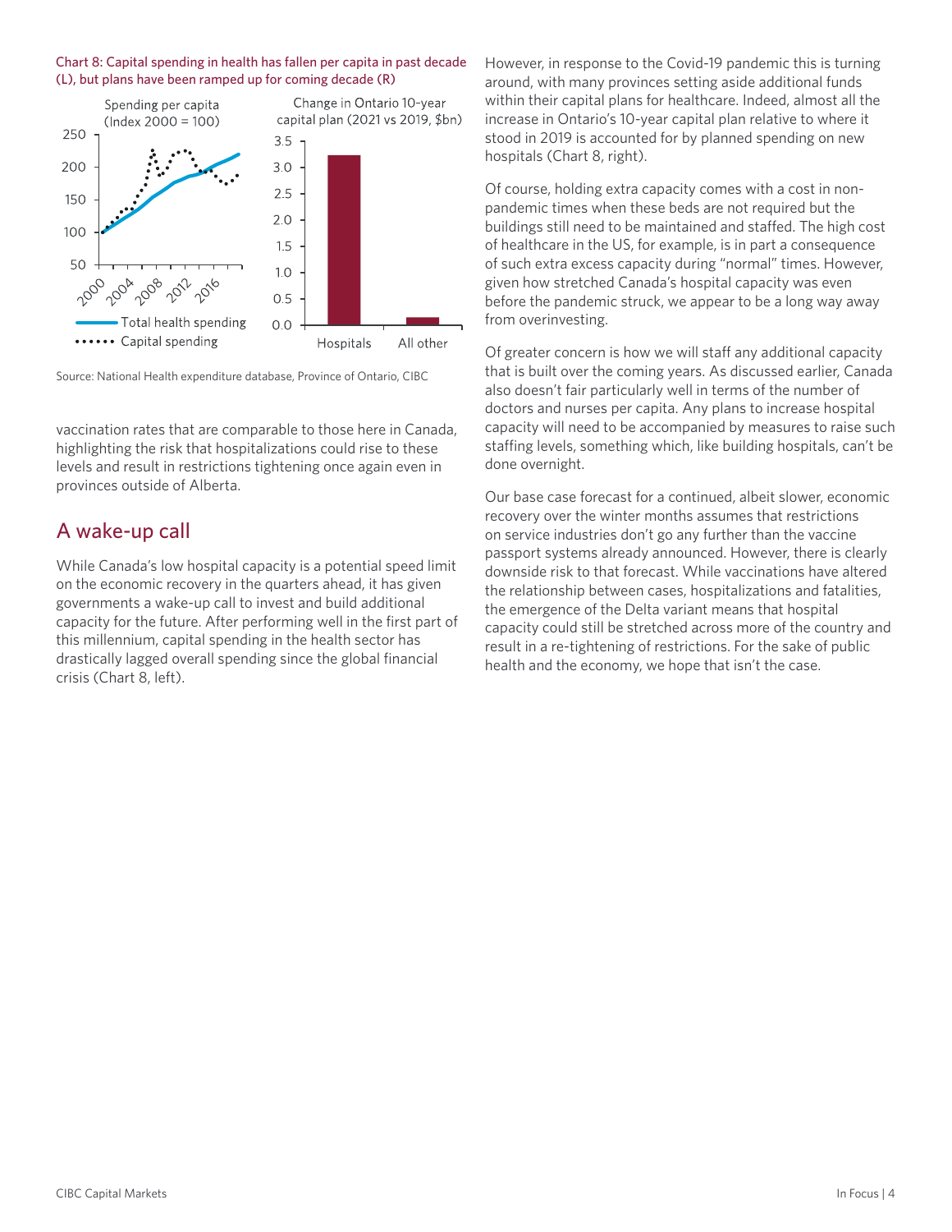Chart 8: Capital spending in health has fallen per capita in past decade (L), but plans have been ramped up for coming decade (R)

Source: National Health expenditure database, Province of Ontario, CIBC

vaccination rates that are comparable to those here in Canada, highlighting the risk that hospitalizations could rise to these levels and result in restrictions tightening once again even in provinces outside of Alberta.

## A wake-up call

While Canada's low hospital capacity is a potential speed limit on the economic recovery in the quarters ahead, it has given governments a wake-up call to invest and build additional capacity for the future. After performing well in the first part of this millennium, capital spending in the health sector has drastically lagged overall spending since the global financial crisis (Chart 8, left).

However, in response to the Covid-19 pandemic this is turning around, with many provinces setting aside additional funds within their capital plans for healthcare. Indeed, almost all the increase in Ontario's 10-year capital plan relative to where it stood in 2019 is accounted for by planned spending on new hospitals (Chart 8, right).

Of course, holding extra capacity comes with a cost in non-pandemic times when these beds are not required but the buildings still need to be maintained and staffed. The high cost of healthcare in the US, for example, is in part a consequence of such extra excess capacity during "normal" times. However, given how stretched Canada's hospital capacity was even before the pandemic struck, we appear to be a long way away from overinvesting.

Of greater concern is how we will staff any additional capacity that is built over the coming years. As discussed earlier, Canada also doesn't fair particularly well in terms of the number of doctors and nurses per capita. Any plans to increase hospital capacity will need to be accompanied by measures to raise such staffing levels, something which, like building hospitals, can't be done overnight.

Our base case forecast for a continued, albeit slower, economic recovery over the winter months assumes that restrictions on service industries don't go any further than the vaccine passport systems already announced. However, there is clearly downside risk to that forecast. While vaccinations have altered the relationship between cases, hospitalizations and fatalities, the emergence of the Delta variant means that hospital capacity could still be stretched across more of the country and result in a re-tightening of restrictions. For the sake of public health and the economy, we hope that isn't the case.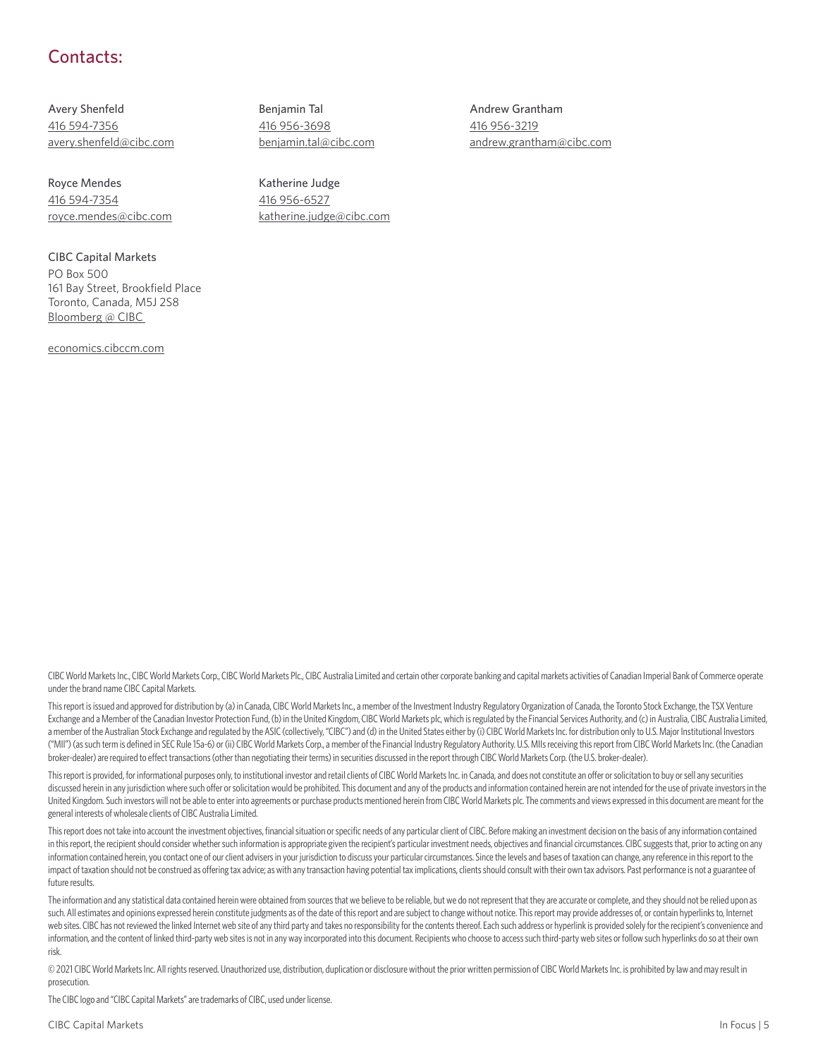## Contacts:

Avery Shenfeld
416 594-7356
avery.shenfeld@cibc.com

Benjamin Tal
416 956-3698
benjamin.tal@cibc.com

Andrew Grantham
416 956-3219
andrew.grantham@cibc.com

Royce Mendes
416 594-7354
royce.mendes@cibc.com

Katherine Judge
416 956-6527
katherine.judge@cibc.com

CIBC Capital Markets
PO Box 500
161 Bay Street, Brookfield Place
Toronto, Canada, M5J 2S8
Bloomberg @ CIBC

economics.cibccm.com

CIBC World Markets Inc., CIBC World Markets Corp., CIBC World Markets Plc., CIBC Australia Limited and certain other corporate banking and capital markets activities of Canadian Imperial Bank of Commerce operate under the brand name CIBC Capital Markets.

This report is issued and approved for distribution by (a) in Canada, CIBC World Markets Inc., a member of the Investment Industry Regulatory Organization of Canada, the Toronto Stock Exchange, the TSX Venture Exchange and a Member of the Canadian Investor Protection Fund, (b) in the United Kingdom, CIBC World Markets plc, which is regulated by the Financial Services Authority, and (c) in Australia, CIBC Australia Limited, a member of the Australian Stock Exchange and regulated by the ASIC (collectively, "CIBC") and (d) in the United States either by (i) CIBC World Markets Inc. for distribution only to U.S. Major Institutional Investors ("MII") (as such term is defined in SEC Rule 15a-6) or (ii) CIBC World Markets Corp., a member of the Financial Industry Regulatory Authority. U.S. MIIs receiving this report from CIBC World Markets Inc. (the Canadian broker-dealer) are required to effect transactions (other than negotiating their terms) in securities discussed in the report through CIBC World Markets Corp. (the U.S. broker-dealer).

This report is provided, for informational purposes only, to institutional investor and retail clients of CIBC World Markets Inc. in Canada, and does not constitute an offer or solicitation to buy or sell any securities discussed herein in any jurisdiction where such offer or solicitation would be prohibited. This document and any of the products and information contained herein are not intended for the use of private investors in the United Kingdom. Such investors will not be able to enter into agreements or purchase products mentioned herein from CIBC World Markets plc. The comments and views expressed in this document are meant for the general interests of wholesale clients of CIBC Australia Limited.

This report does not take into account the investment objectives, financial situation or specific needs of any particular client of CIBC. Before making an investment decision on the basis of any information contained in this report, the recipient should consider whether such information is appropriate given the recipient's particular investment needs, objectives and financial circumstances. CIBC suggests that, prior to acting on any information contained herein, you contact one of our client advisers in your jurisdiction to discuss your particular circumstances. Since the levels and bases of taxation can change, any reference in this report to the impact of taxation should not be construed as offering tax advice; as with any transaction having potential tax implications, clients should consult with their own tax advisors. Past performance is not a guarantee of future results.

The information and any statistical data contained herein were obtained from sources that we believe to be reliable, but we do not represent that they are accurate or complete, and they should not be relied upon as such. All estimates and opinions expressed herein constitute judgments as of the date of this report and are subject to change without notice. This report may provide addresses of, or contain hyperlinks to, Internet web sites. CIBC has not reviewed the linked Internet web site of any third party and takes no responsibility for the contents thereof. Each such address or hyperlink is provided solely for the recipient's convenience and information, and the content of linked third-party web sites is not in any way incorporated into this document. Recipients who choose to access such third-party web sites or follow such hyperlinks do so at their own risk.

© 2021 CIBC World Markets Inc. All rights reserved. Unauthorized use, distribution, duplication or disclosure without the prior written permission of CIBC World Markets Inc. is prohibited by law and may result in prosecution.

The CIBC logo and "CIBC Capital Markets" are trademarks of CIBC, used under license.